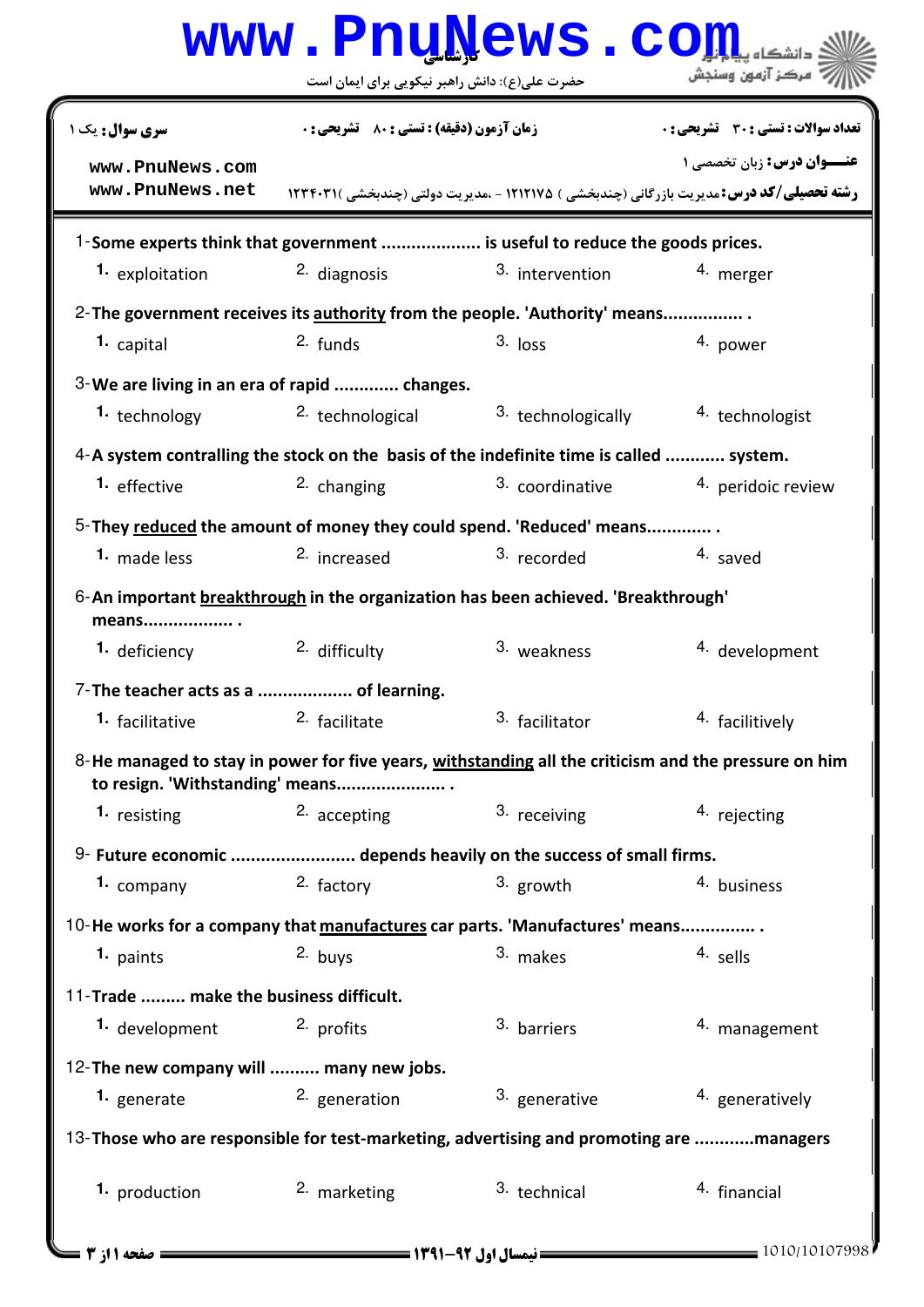کارشناسی

حضرت علی(ع): دانش راهبر نیکویی برای ایمان است

دانشگاه پیام نور
مرکز آزمون وسنجش

| سری سوال: یک ۱ | زمان آزمون (دقیقه) : تستی : ۸۰ تشریحی : ۰ | تعداد سوالات : تستی : ۳۰ تشریحی : ۰ |
|---|---|---|

www.PnuNews.com
www.PnuNews.net

**عنـــوان درس:** زبان تخصصی ۱

**رشته تحصیلی/کد درس:** مدیریت بازرگانی (چندبخشی ) ۱۲۱۲۱۷۵ - ،مدیریت دولتی (چندبخشی )۱۲۳۴۰۳۱

1-**Some experts think that government .................... is useful to reduce the goods prices.**

1. exploitation  2. diagnosis  3. intervention  4. merger

2-**The government receives its authority from the people. 'Authority' means................ .**

1. capital  2. funds  3. loss  4. power

3-**We are living in an era of rapid ............. changes.**

1. technology  2. technological  3. technologically  4. technologist

4-**A system contralling the stock on the basis of the indefinite time is called ............ system.**

1. effective  2. changing  3. coordinative  4. peridoic review

5-**They reduced the amount of money they could spend. 'Reduced' means............. .**

1. made less  2. increased  3. recorded  4. saved

6-**An important breakthrough in the organization has been achieved. 'Breakthrough' means.................. .**

1. deficiency  2. difficulty  3. weakness  4. development

7-**The teacher acts as a ................... of learning.**

1. facilitative  2. facilitate  3. facilitator  4. facilitively

8-**He managed to stay in power for five years, withstanding all the criticism and the pressure on him to resign. 'Withstanding' means...................... .**

1. resisting  2. accepting  3. receiving  4. rejecting

9- **Future economic ......................... depends heavily on the success of small firms.**

1. company  2. factory  3. growth  4. business

10-**He works for a company that manufactures car parts. 'Manufactures' means............... .**

1. paints  2. buys  3. makes  4. sells

11-**Trade ......... make the business difficult.**

1. development  2. profits  3. barriers  4. management

12-**The new company will .......... many new jobs.**

1. generate  2. generation  3. generative  4. generatively

13-**Those who are responsible for test-marketing, advertising and promoting are ............managers**

1. production  2. marketing  3. technical  4. financial

نیمسال اول ۹۲-۱۳۹۱

1010/10107998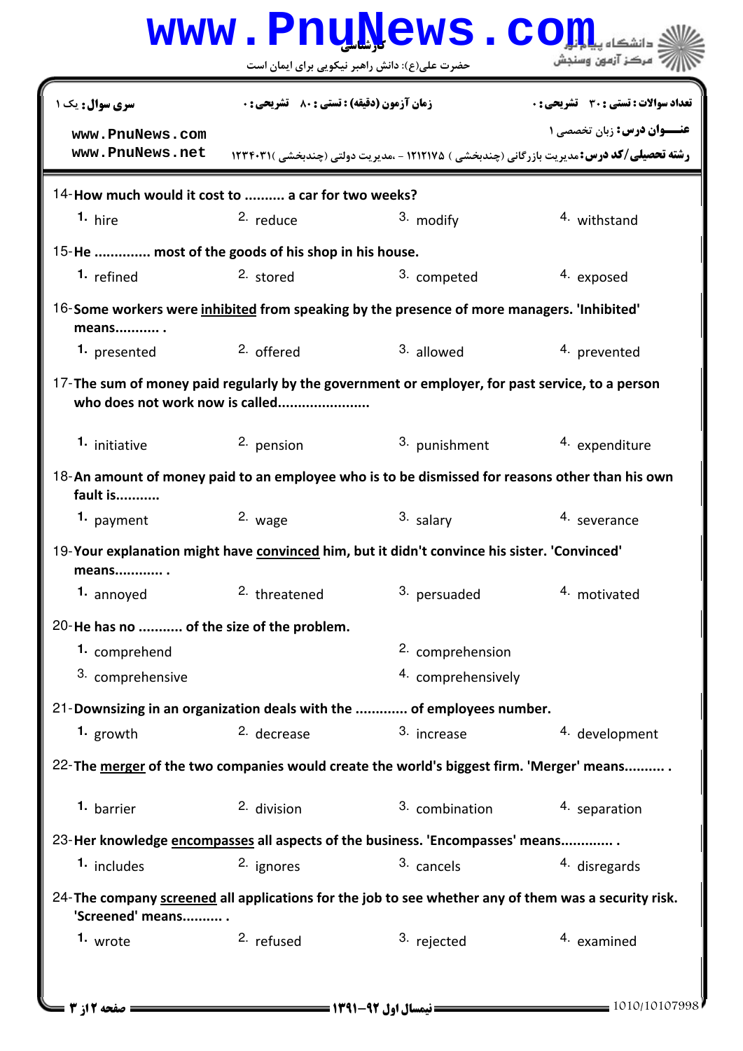سری سوال: یک ۱ | زمان آزمون (دقیقه) : تستی : ۸۰ تشریحی : ۰ | تعداد سوالات : تستی : ۳۰ تشریحی : ۰

عنـــوان درس: زبان تخصصی ۱

رشته تحصیلی/کد درس: مدیریت بازرگانی (چندبخشی ) ۱۲۱۲۱۷۵ - ،مدیریت دولتی (چندبخشی )۱۲۳۴۰۳۱

14- **How much would it cost to .......... a car for two weeks?**

1. hire 2. reduce 3. modify 4. withstand

15- **He .............. most of the goods of his shop in his house.**

1. refined 2. stored 3. competed 4. exposed

16- **Some workers were inhibited from speaking by the presence of more managers. 'Inhibited' means........... .**

1. presented 2. offered 3. allowed 4. prevented

17- **The sum of money paid regularly by the government or employer, for past service, to a person who does not work now is called......................**

1. initiative 2. pension 3. punishment 4. expenditure

18- **An amount of money paid to an employee who is to be dismissed for reasons other than his own fault is...........**

1. payment 2. wage 3. salary 4. severance

19- **Your explanation might have convinced him, but it didn't convince his sister. 'Convinced' means............ .**

1. annoyed 2. threatened 3. persuaded 4. motivated

20- **He has no ........... of the size of the problem.**

1. comprehend
2. comprehension
3. comprehensive
4. comprehensively

21- **Downsizing in an organization deals with the ............. of employees number.**

1. growth 2. decrease 3. increase 4. development

22- **The merger of the two companies would create the world's biggest firm. 'Merger' means.......... .**

1. barrier 2. division 3. combination 4. separation

23- **Her knowledge encompasses all aspects of the business. 'Encompasses' means............. .**

1. includes 2. ignores 3. cancels 4. disregards

24- **The company screened all applications for the job to see whether any of them was a security risk. 'Screened' means.......... .**

1. wrote 2. refused 3. rejected 4. examined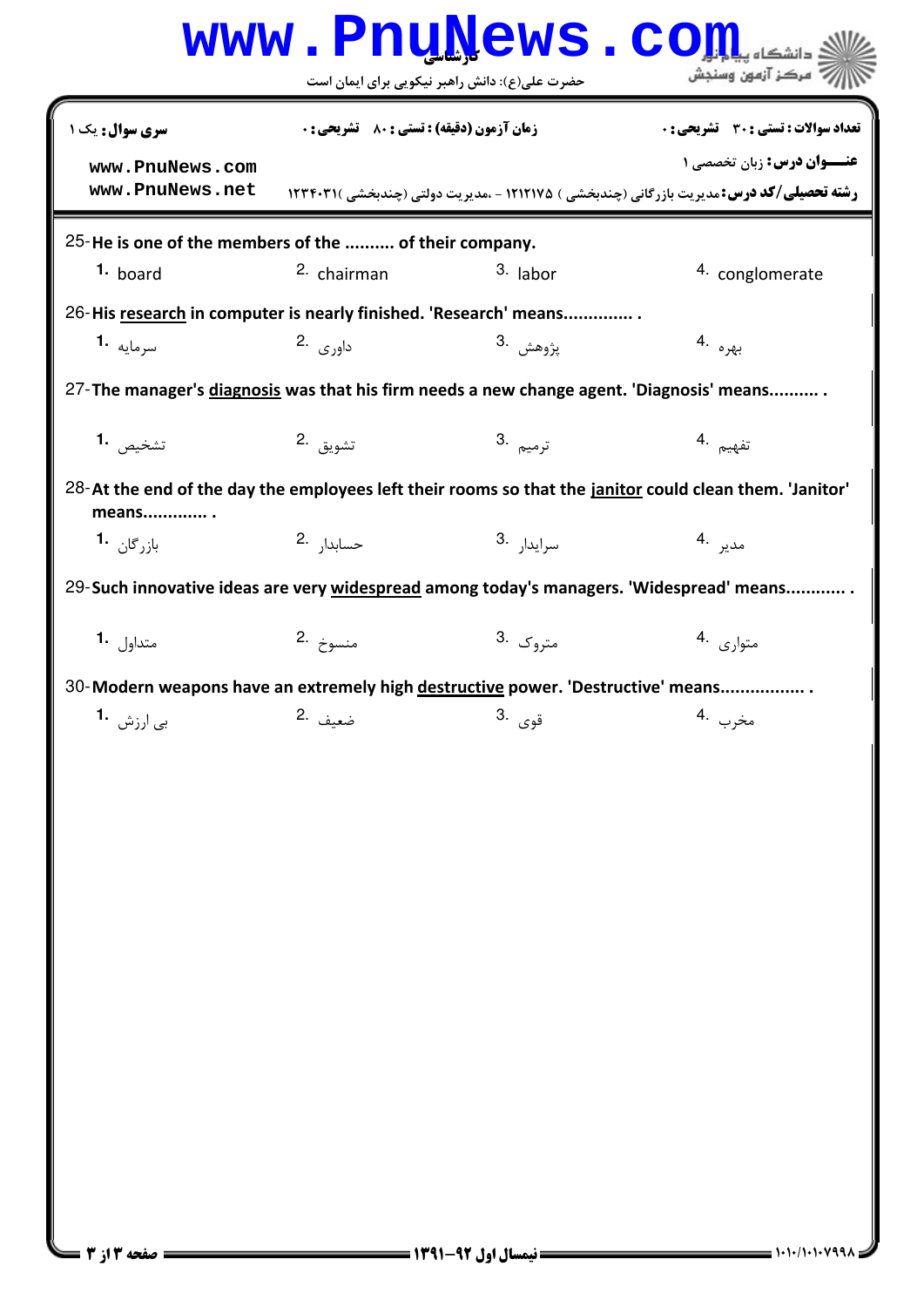25-**He is one of the members of the .......... of their company.**

1. board
2. chairman
3. labor
4. conglomerate

26-**His research in computer is nearly finished. 'Research' means.............. .**

1. سرمایه
2. داوری
3. پژوهش
4. بهره

27-**The manager's diagnosis was that his firm needs a new change agent. 'Diagnosis' means.......... .**

1. تشخیص
2. تشویق
3. ترمیم
4. تفهیم

28-**At the end of the day the employees left their rooms so that the janitor could clean them. 'Janitor' means............. .**

1. بازرگان
2. حسابدار
3. سرایدار
4. مدیر

29-**Such innovative ideas are very widespread among today's managers. 'Widespread' means............ .**

1. متداول
2. منسوخ
3. متروک
4. متواری

30-**Modern weapons have an extremely high destructive power. 'Destructive' means................. .**

1. بی ارزش
2. ضعیف
3. قوی
4. مخرب